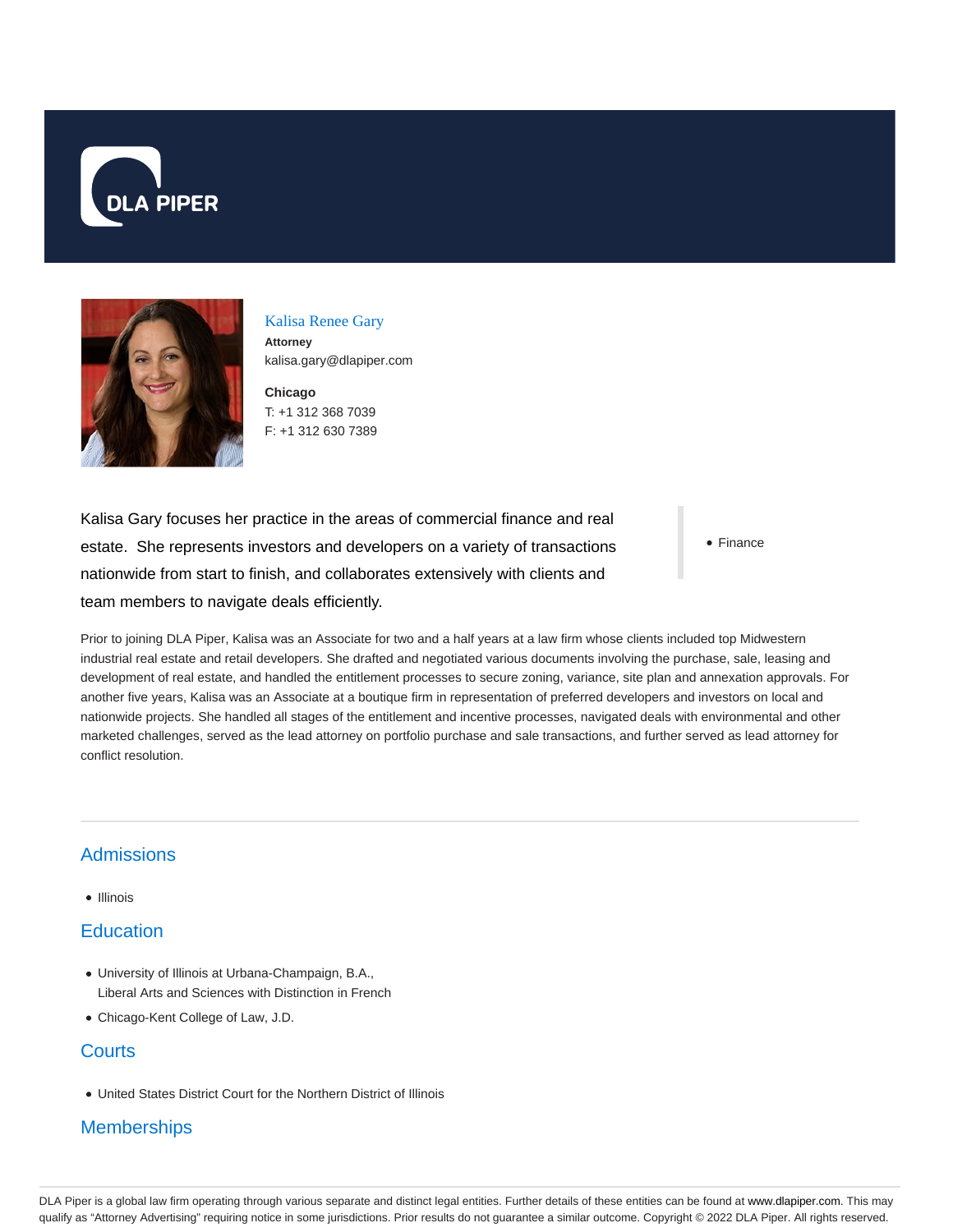DLA PIPER

# Kalisa Renee Gary

**Attorney**

kalisa.gary@dlapiper.com

**Chicago**

T: +1 312 368 7039

F: +1 312 630 7389

Kalisa Gary focuses her practice in the areas of commercial finance and real estate. She represents investors and developers on a variety of transactions nationwide from start to finish, and collaborates extensively with clients and team members to navigate deals efficiently.

- Finance

Prior to joining DLA Piper, Kalisa was an Associate for two and a half years at a law firm whose clients included top Midwestern industrial real estate and retail developers. She drafted and negotiated various documents involving the purchase, sale, leasing and development of real estate, and handled the entitlement processes to secure zoning, variance, site plan and annexation approvals. For another five years, Kalisa was an Associate at a boutique firm in representation of preferred developers and investors on local and nationwide projects. She handled all stages of the entitlement and incentive processes, navigated deals with environmental and other marketed challenges, served as the lead attorney on portfolio purchase and sale transactions, and further served as lead attorney for conflict resolution.

## Admissions

- Illinois

## Education

- University of Illinois at Urbana-Champaign, B.A., Liberal Arts and Sciences with Distinction in French
- Chicago-Kent College of Law, J.D.

## Courts

- United States District Court for the Northern District of Illinois

## Memberships

DLA Piper is a global law firm operating through various separate and distinct legal entities. Further details of these entities can be found at www.dlapiper.com. This may qualify as "Attorney Advertising" requiring notice in some jurisdictions. Prior results do not guarantee a similar outcome. Copyright © 2022 DLA Piper. All rights reserved.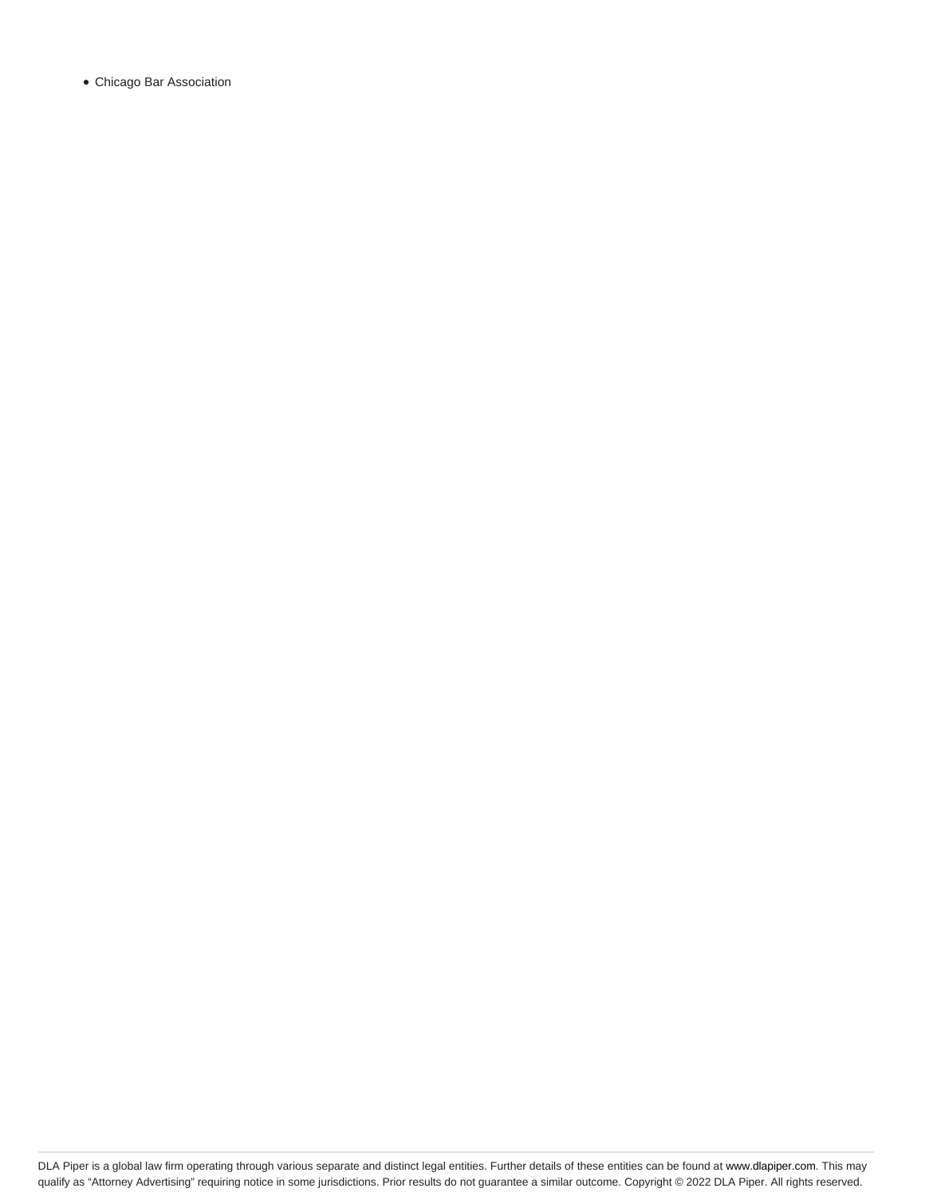- Chicago Bar Association